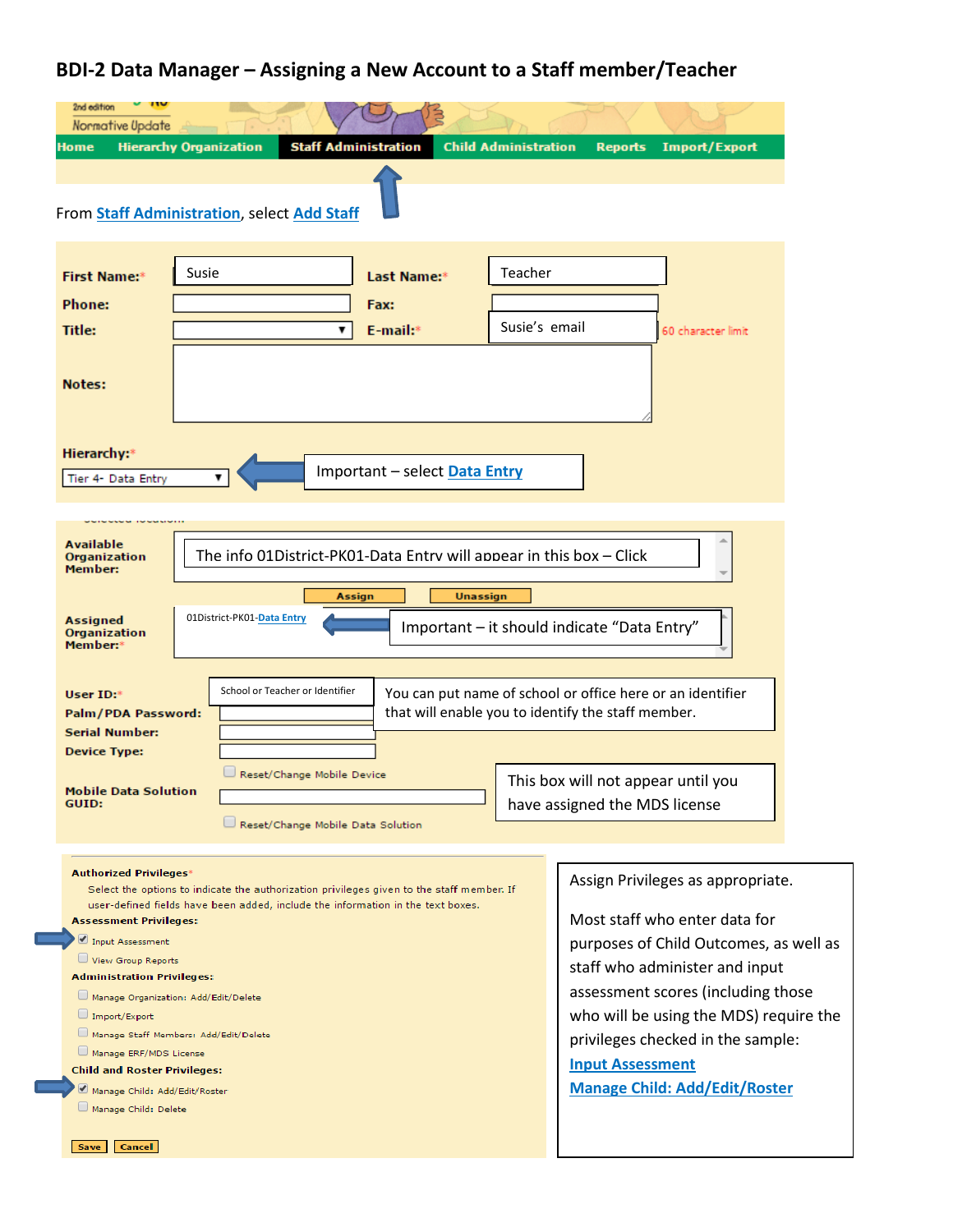# BDI-2 Data Manager – Assigning a New Account to a Staff member/Teacher

2nd edition
Normative Update

Home | Hierarchy Organization | **Staff Administration** | Child Administration | Reports | Import/Export

From Staff Administration, select Add Staff

**First Name:*** Susie
**Last Name:*** Teacher
**Phone:**
**Fax:**
**Title:**
**E-mail:*** Susie's email
60 character limit
**Notes:**

**Hierarchy:***
Tier 4- Data Entry

Important – select Data Entry

**Available Organization Member:**
The info 01District-PK01-Data Entry will appear in this box – Click

Assign | Unassign

**Assigned Organization Member:***
01District-PK01-Data Entry

Important – it should indicate "Data Entry"

**User ID:*** School or Teacher or Identifier
**Palm/PDA Password:**
**Serial Number:**
**Device Type:**

You can put name of school or office here or an identifier that will enable you to identify the staff member.

☐ Reset/Change Mobile Device

**Mobile Data Solution GUID:**

☐ Reset/Change Mobile Data Solution

This box will not appear until you have assigned the MDS license

**Authorized Privileges***

Select the options to indicate the authorization privileges given to the staff member. If user-defined fields have been added, include the information in the text boxes.

**Assessment Privileges:**

- ☑ Input Assessment
- ☐ View Group Reports

**Administration Privileges:**

- ☐ Manage Organization: Add/Edit/Delete
- ☐ Import/Export
- ☐ Manage Staff Members: Add/Edit/Delete
- ☐ Manage ERF/MDS License

**Child and Roster Privileges:**

- ☑ Manage Child: Add/Edit/Roster
- ☐ Manage Child: Delete

Save | Cancel

Assign Privileges as appropriate.

Most staff who enter data for purposes of Child Outcomes, as well as staff who administer and input assessment scores (including those who will be using the MDS) require the privileges checked in the sample:

Input Assessment
Manage Child: Add/Edit/Roster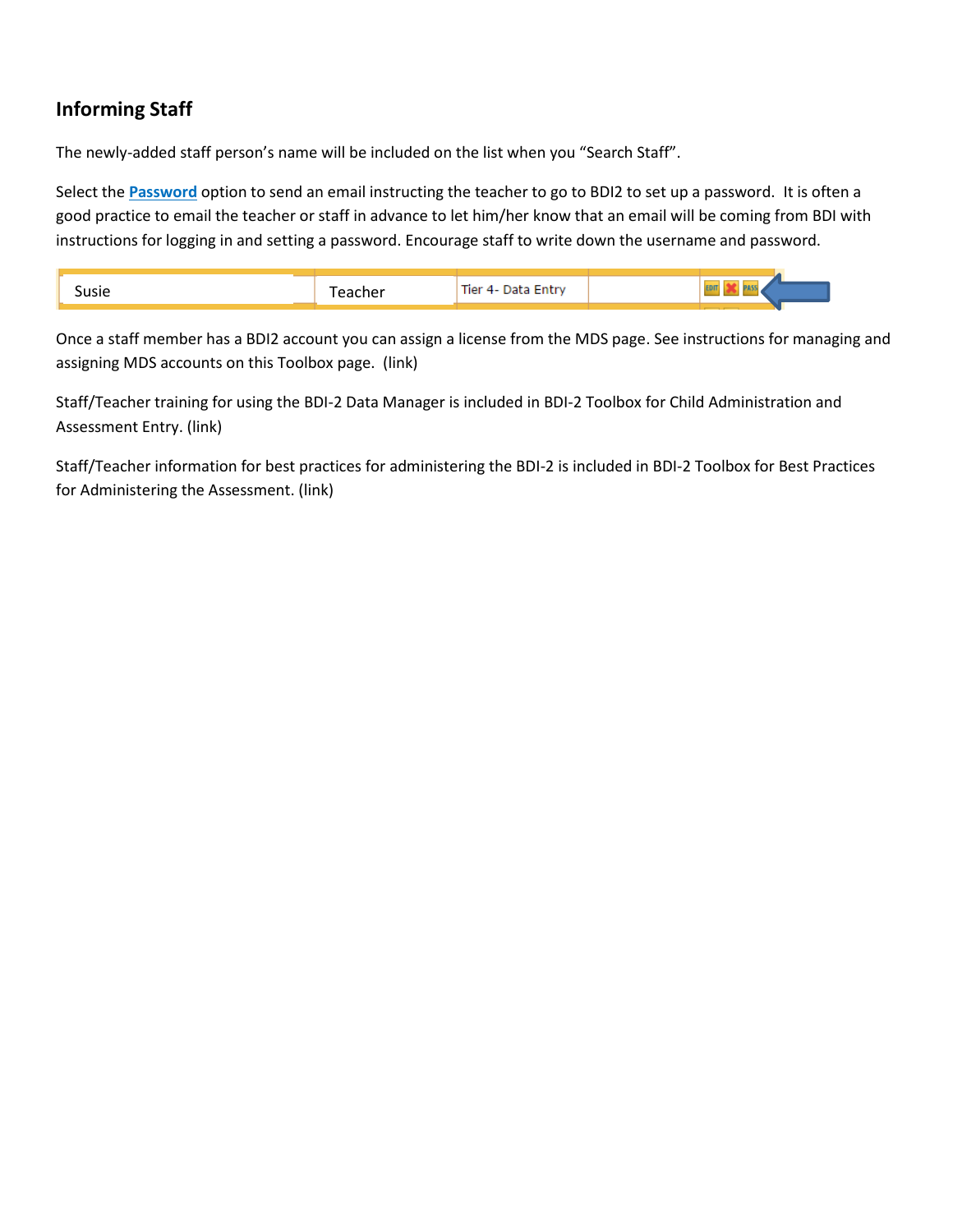## Informing Staff

The newly-added staff person's name will be included on the list when you "Search Staff".

Select the **Password** option to send an email instructing the teacher to go to BDI2 to set up a password. It is often a good practice to email the teacher or staff in advance to let him/her know that an email will be coming from BDI with instructions for logging in and setting a password. Encourage staff to write down the username and password.

| | | | | |
|---|---|---|---|---|
| Susie | Teacher | Tier 4- Data Entry | | EDIT PASS |

Once a staff member has a BDI2 account you can assign a license from the MDS page. See instructions for managing and assigning MDS accounts on this Toolbox page. (link)

Staff/Teacher training for using the BDI-2 Data Manager is included in BDI-2 Toolbox for Child Administration and Assessment Entry. (link)

Staff/Teacher information for best practices for administering the BDI-2 is included in BDI-2 Toolbox for Best Practices for Administering the Assessment. (link)